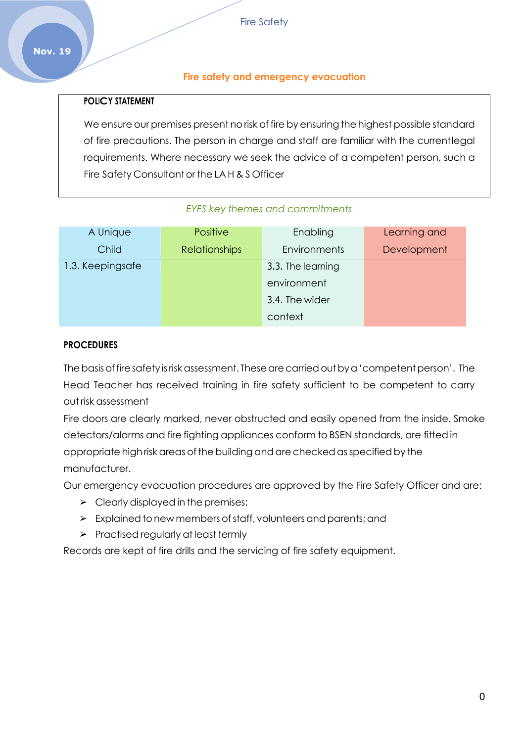# Fire safety and emergency evacuation

**POLICY STATEMENT**

We ensure our premises present no risk of fire by ensuring the highest possible standard of fire precautions. The person in charge and staff are familiar with the currentlegal requirements. Where necessary we seek the advice of a competent person, such a Fire Safety Consultant or the LA H & S Officer

*EYFS key themes and commitments*

| A Unique Child | Positive Relationships | Enabling Environments | Learning and Development |
|---|---|---|---|
| 1.3. Keepingsafe | | 3.3. The learning environment<br>3.4. The wider context | |

**PROCEDURES**

The basis of fire safety is risk assessment. These are carried out by a 'competent person'. The Head Teacher has received training in fire safety sufficient to be competent to carry out risk assessment

Fire doors are clearly marked, never obstructed and easily opened from the inside. Smoke detectors/alarms and fire fighting appliances conform to BSEN standards, are fitted in appropriate high risk areas of the building and are checked as specified by the manufacturer.

Our emergency evacuation procedures are approved by the Fire Safety Officer and are:

- Clearly displayed in the premises;
- Explained to new members of staff, volunteers and parents; and
- Practised regularly at least termly

Records are kept of fire drills and the servicing of fire safety equipment.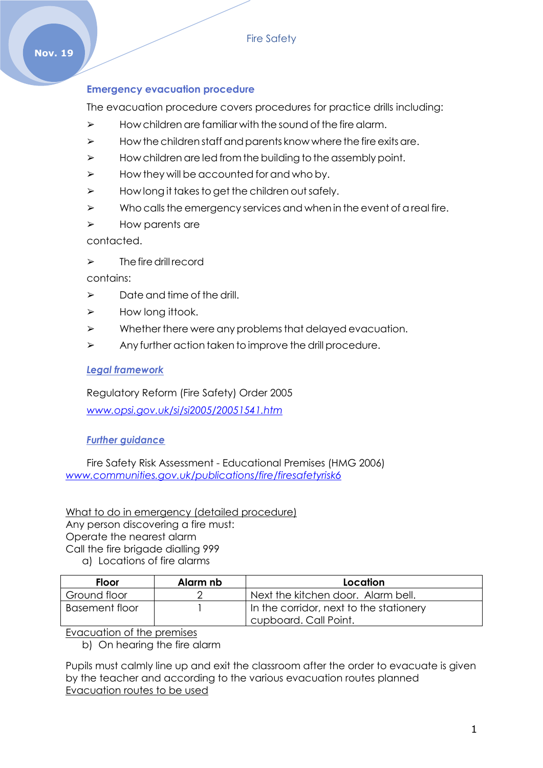## Emergency evacuation procedure

The evacuation procedure covers procedures for practice drills including:

- How children are familiar with the sound of the fire alarm.
- How the children staff and parents know where the fire exits are.
- How children are led from the building to the assembly point.
- How they will be accounted for and who by.
- How long it takes to get the children out safely.
- Who calls the emergency services and when in the event of a real fire.
- How parents are contacted.

- The fire drill record contains:
- Date and time of the drill.
- How long ittook.
- Whether there were any problems that delayed evacuation.
- Any further action taken to improve the drill procedure.

### *Legal framework*

Regulatory Reform (Fire Safety) Order 2005

www.opsi.gov.uk/si/si2005/20051541.htm

### *Further guidance*

Fire Safety Risk Assessment - Educational Premises (HMG 2006)
www.communities.gov.uk/publications/fire/firesafetyrisk6

What to do in emergency (detailed procedure)

Any person discovering a fire must:
Operate the nearest alarm
Call the fire brigade dialling 999

a) Locations of fire alarms

| Floor | Alarm nb | Location |
|---|---|---|
| Ground floor | 2 | Next the kitchen door. Alarm bell. |
| Basement floor | 1 | In the corridor, next to the stationery cupboard. Call Point. |

Evacuation of the premises

b) On hearing the fire alarm

Pupils must calmly line up and exit the classroom after the order to evacuate is given by the teacher and according to the various evacuation routes planned

Evacuation routes to be used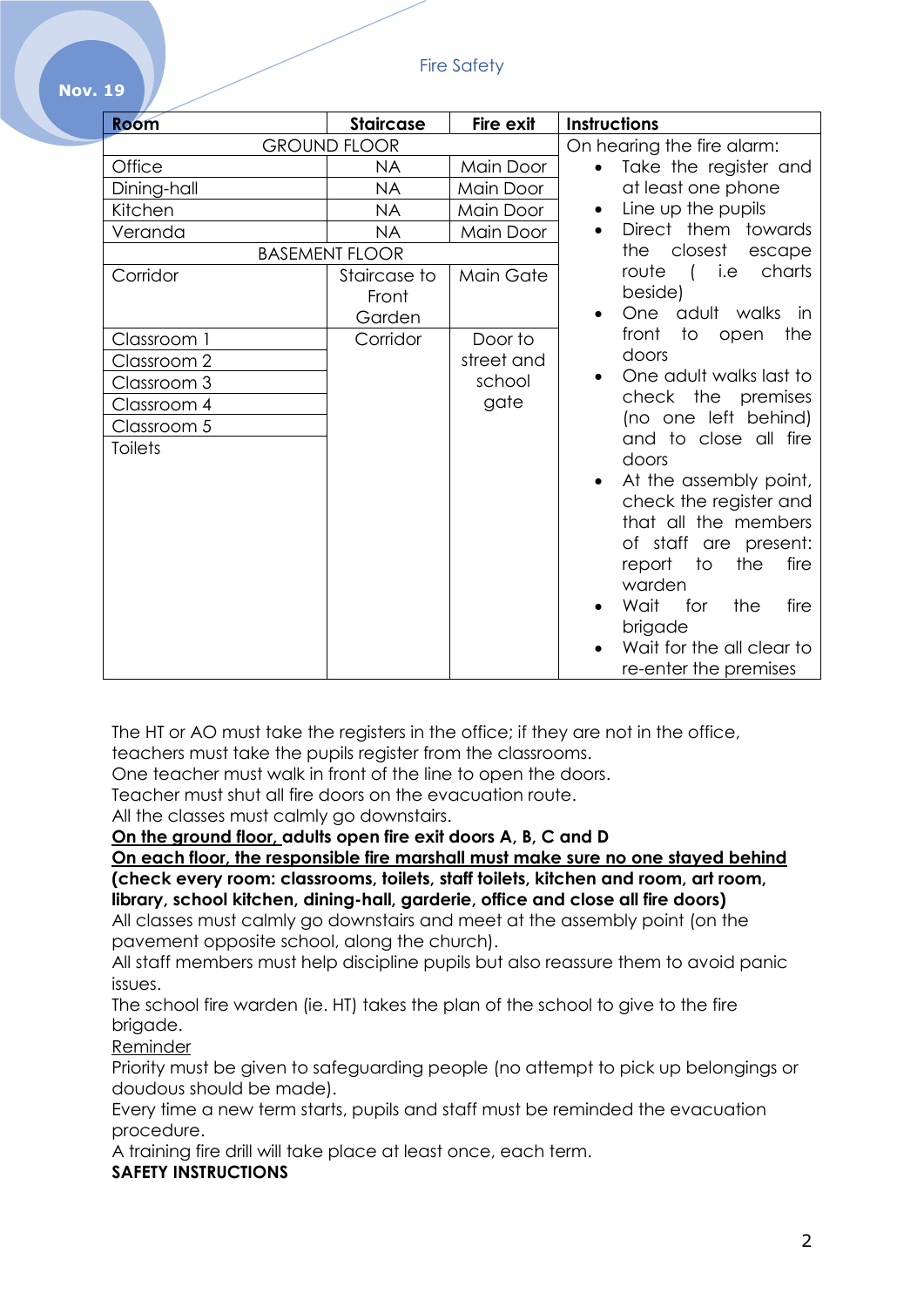| Room | Staircase | Fire exit | Instructions |
|---|---|---|---|
| GROUND FLOOR | | | On hearing the fire alarm:<br>• Take the register and at least one phone<br>• Line up the pupils<br>• Direct them towards the closest escape route ( i.e charts beside)<br>• One adult walks in front to open the doors<br>• One adult walks last to check the premises (no one left behind) and to close all fire doors<br>• At the assembly point, check the register and that all the members of staff are present: report to the fire warden<br>• Wait for the fire brigade<br>• Wait for the all clear to re-enter the premises |
| Office | NA | Main Door | |
| Dining-hall | NA | Main Door | |
| Kitchen | NA | Main Door | |
| Veranda | NA | Main Door | |
| BASEMENT FLOOR | | | |
| Corridor | Staircase to Front Garden | Main Gate | |
| Classroom 1 | Corridor | Door to street and school gate | |
| Classroom 2 | | | |
| Classroom 3 | | | |
| Classroom 4 | | | |
| Classroom 5 | | | |
| Toilets | | | |

The HT or AO must take the registers in the office; if they are not in the office, teachers must take the pupils register from the classrooms.
One teacher must walk in front of the line to open the doors.
Teacher must shut all fire doors on the evacuation route.
All the classes must calmly go downstairs.
**<u>On the ground floor,</u> adults open fire exit doors A, B, C and D**
**<u>On each floor, the responsible fire marshall must make sure no one stayed behind</u>**
**(check every room: classrooms, toilets, staff toilets, kitchen and room, art room, library, school kitchen, dining-hall, garderie, office and close all fire doors)**
All classes must calmly go downstairs and meet at the assembly point (on the pavement opposite school, along the church).
All staff members must help discipline pupils but also reassure them to avoid panic issues.
The school fire warden (ie. HT) takes the plan of the school to give to the fire brigade.
<u>Reminder</u>
Priority must be given to safeguarding people (no attempt to pick up belongings or doudous should be made).
Every time a new term starts, pupils and staff must be reminded the evacuation procedure.
A training fire drill will take place at least once, each term.
**SAFETY INSTRUCTIONS**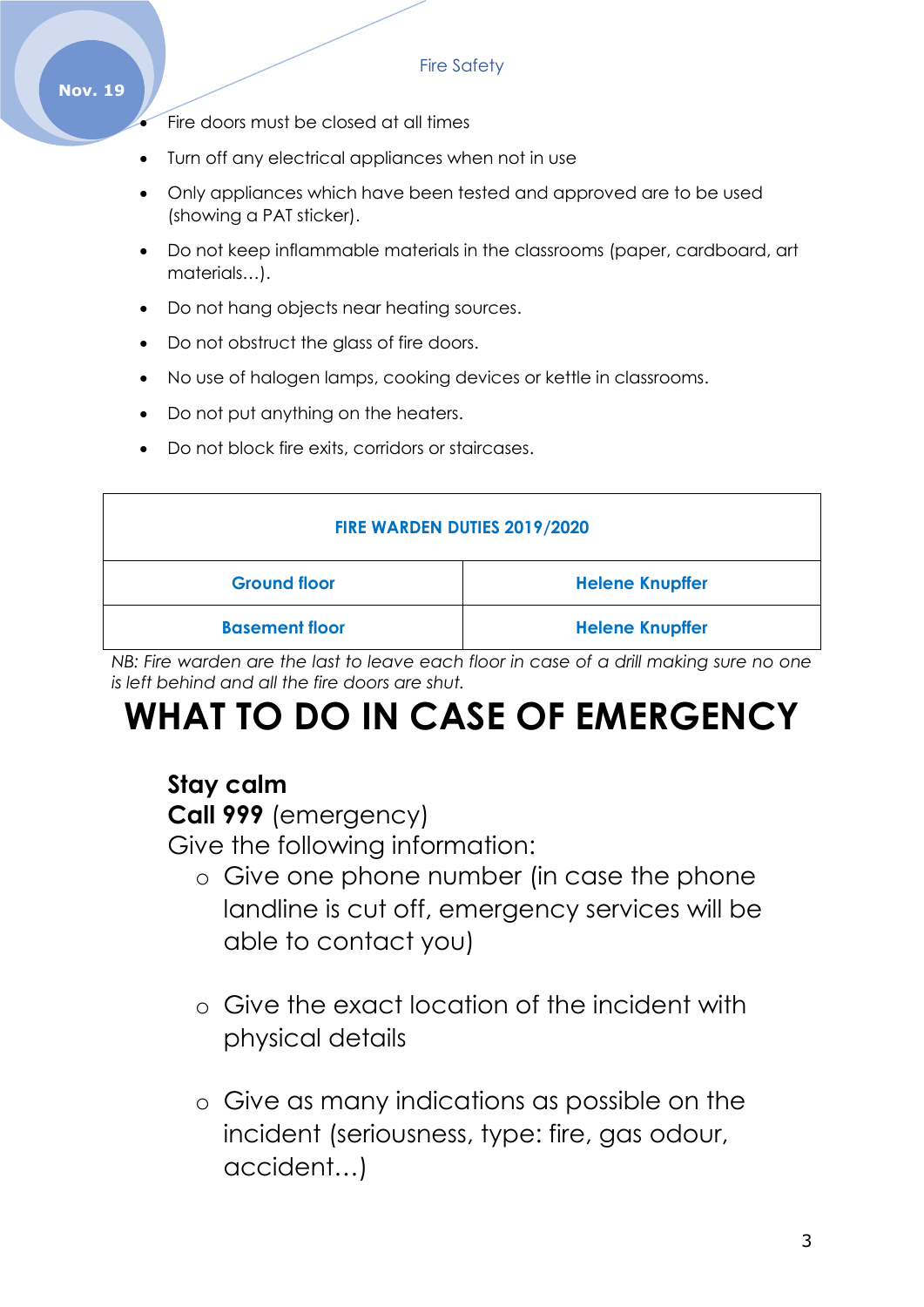- Fire doors must be closed at all times
- Turn off any electrical appliances when not in use
- Only appliances which have been tested and approved are to be used (showing a PAT sticker).
- Do not keep inflammable materials in the classrooms (paper, cardboard, art materials…).
- Do not hang objects near heating sources.
- Do not obstruct the glass of fire doors.
- No use of halogen lamps, cooking devices or kettle in classrooms.
- Do not put anything on the heaters.
- Do not block fire exits, corridors or staircases.

| FIRE WARDEN DUTIES 2019/2020 | |
|---|---|
| Ground floor | Helene Knupffer |
| Basement floor | Helene Knupffer |

*NB: Fire warden are the last to leave each floor in case of a drill making sure no one is left behind and all the fire doors are shut.*

# WHAT TO DO IN CASE OF EMERGENCY

**Stay calm**
**Call 999** (emergency)
Give the following information:

- Give one phone number (in case the phone landline is cut off, emergency services will be able to contact you)
- Give the exact location of the incident with physical details
- Give as many indications as possible on the incident (seriousness, type: fire, gas odour, accident…)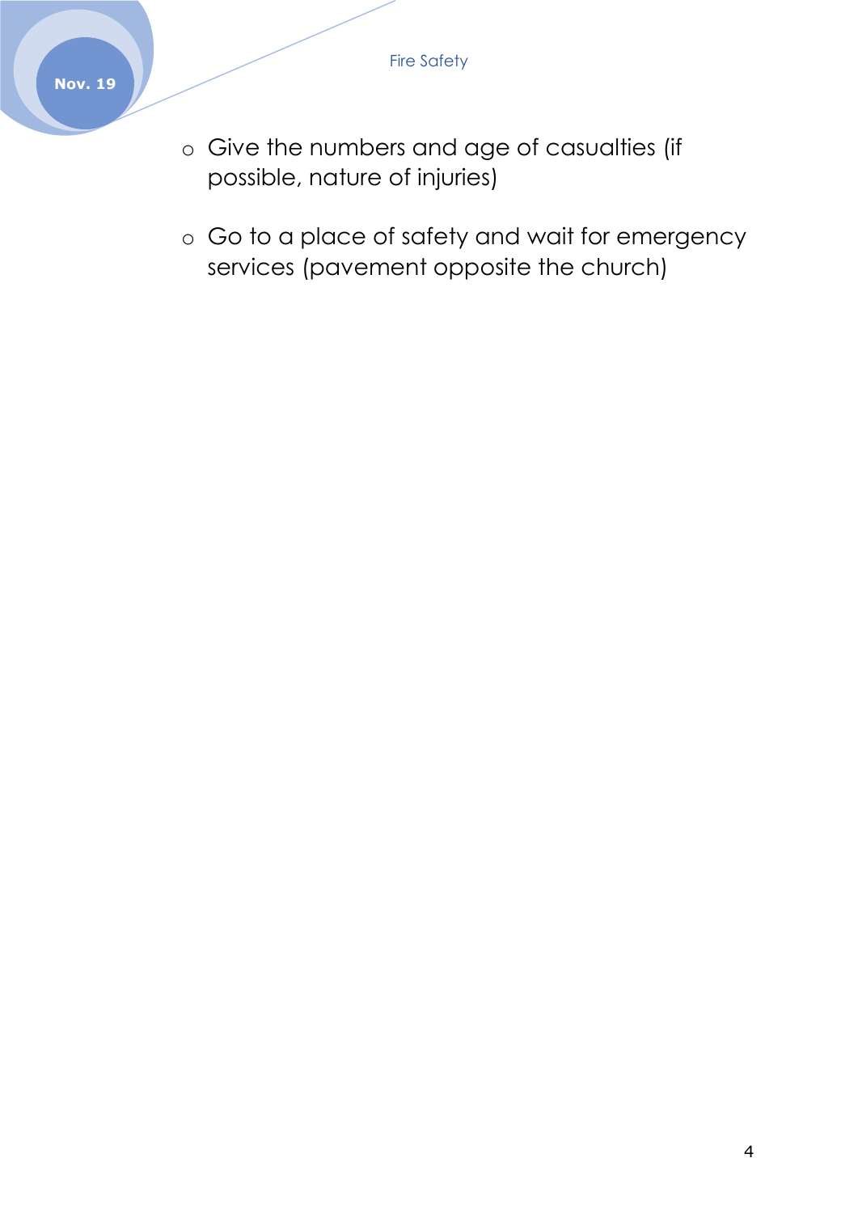- Give the numbers and age of casualties (if possible, nature of injuries)

- Go to a place of safety and wait for emergency services (pavement opposite the church)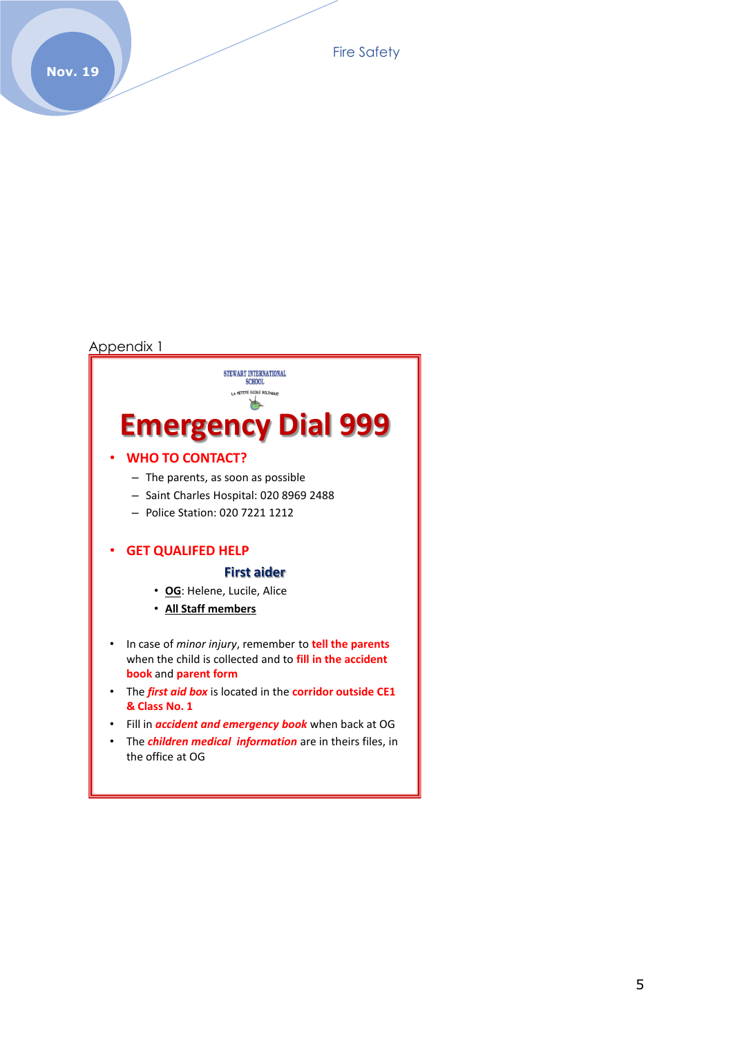Appendix 1

STEWART INTERNATIONAL SCHOOL

LA PETITE ECOLE BILINGUE

# Emergency Dial 999

- **WHO TO CONTACT?**
  - The parents, as soon as possible
  - Saint Charles Hospital: 020 8969 2488
  - Police Station: 020 7221 1212

- **GET QUALIFED HELP**

**First aider**

  - **OG**: Helene, Lucile, Alice
  - **All Staff members**

- In case of *minor injury*, remember to **tell the parents** when the child is collected and to **fill in the accident book** and **parent form**
- The ***first aid box*** is located in the **corridor outside CE1 & Class No. 1**
- Fill in ***accident and emergency book*** when back at OG
- The ***children medical information*** are in theirs files, in the office at OG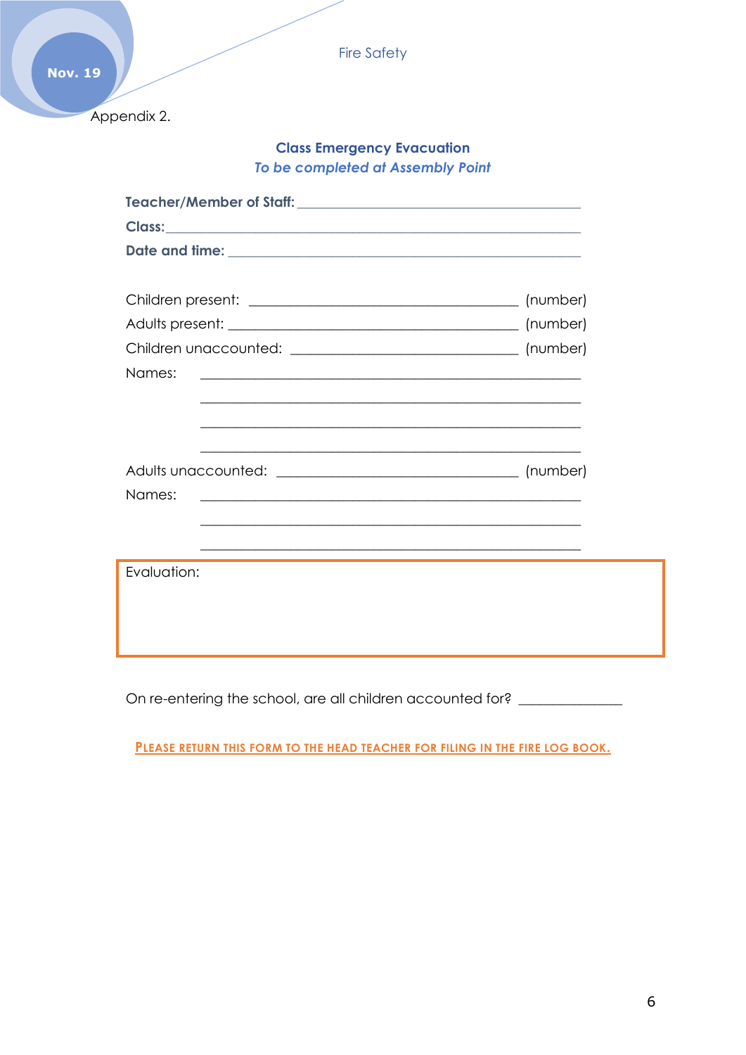Appendix 2.

## Class Emergency Evacuation

*To be completed at Assembly Point*

**Teacher/Member of Staff:** ________________________________________

**Class:** ________________________________________________________

**Date and time:** _________________________________________________

Children present: ______________________________________ (number)

Adults present: ________________________________________ (number)

Children unaccounted: _________________________________ (number)

Names: ______________________________________________________

______________________________________________________

______________________________________________________

______________________________________________________

Adults unaccounted: ___________________________________ (number)

Names: ______________________________________________________

______________________________________________________

______________________________________________________

Evaluation:

On re-entering the school, are all children accounted for? _______________

PLEASE RETURN THIS FORM TO THE HEAD TEACHER FOR FILING IN THE FIRE LOG BOOK.